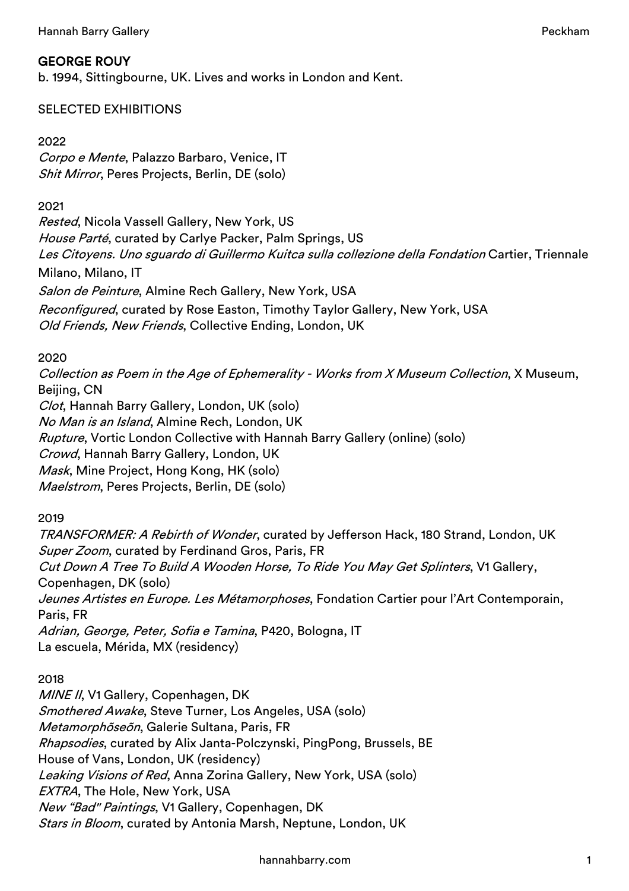## GEORGE ROUY

b. 1994, Sittingbourne, UK. Lives and works in London and Kent.

### SELECTED EXHIBITIONS

**2022**

*Corpo e Mente*, Palazzo Barbaro, Venice, IT
*Shit Mirror*, Peres Projects, Berlin, DE (solo)

**2021**

*Rested*, Nicola Vassell Gallery, New York, US
*House Parté*, curated by Carlye Packer, Palm Springs, US
*Les Citoyens. Uno sguardo di Guillermo Kuitca sulla collezione della Fondation* Cartier, Triennale Milano, Milano, IT
*Salon de Peinture*, Almine Rech Gallery, New York, USA
*Reconfigured*, curated by Rose Easton, Timothy Taylor Gallery, New York, USA
*Old Friends, New Friends*, Collective Ending, London, UK

**2020**

*Collection as Poem in the Age of Ephemerality - Works from X Museum Collection*, X Museum, Beijing, CN
*Clot*, Hannah Barry Gallery, London, UK (solo)
*No Man is an Island*, Almine Rech, London, UK
*Rupture*, Vortic London Collective with Hannah Barry Gallery (online) (solo)
*Crowd*, Hannah Barry Gallery, London, UK
*Mask*, Mine Project, Hong Kong, HK (solo)
*Maelstrom*, Peres Projects, Berlin, DE (solo)

**2019**

*TRANSFORMER: A Rebirth of Wonder*, curated by Jefferson Hack, 180 Strand, London, UK
*Super Zoom*, curated by Ferdinand Gros, Paris, FR
*Cut Down A Tree To Build A Wooden Horse, To Ride You May Get Splinters*, V1 Gallery, Copenhagen, DK (solo)
*Jeunes Artistes en Europe. Les Métamorphoses*, Fondation Cartier pour l'Art Contemporain, Paris, FR
*Adrian, George, Peter, Sofia e Tamina*, P420, Bologna, IT
La escuela, Mérida, MX (residency)

**2018**

*MINE II*, V1 Gallery, Copenhagen, DK
*Smothered Awake*, Steve Turner, Los Angeles, USA (solo)
*Metamorphõseõn*, Galerie Sultana, Paris, FR
*Rhapsodies*, curated by Alix Janta-Polczynski, PingPong, Brussels, BE
House of Vans, London, UK (residency)
*Leaking Visions of Red*, Anna Zorina Gallery, New York, USA (solo)
*EXTRA*, The Hole, New York, USA
*New "Bad" Paintings*, V1 Gallery, Copenhagen, DK
*Stars in Bloom*, curated by Antonia Marsh, Neptune, London, UK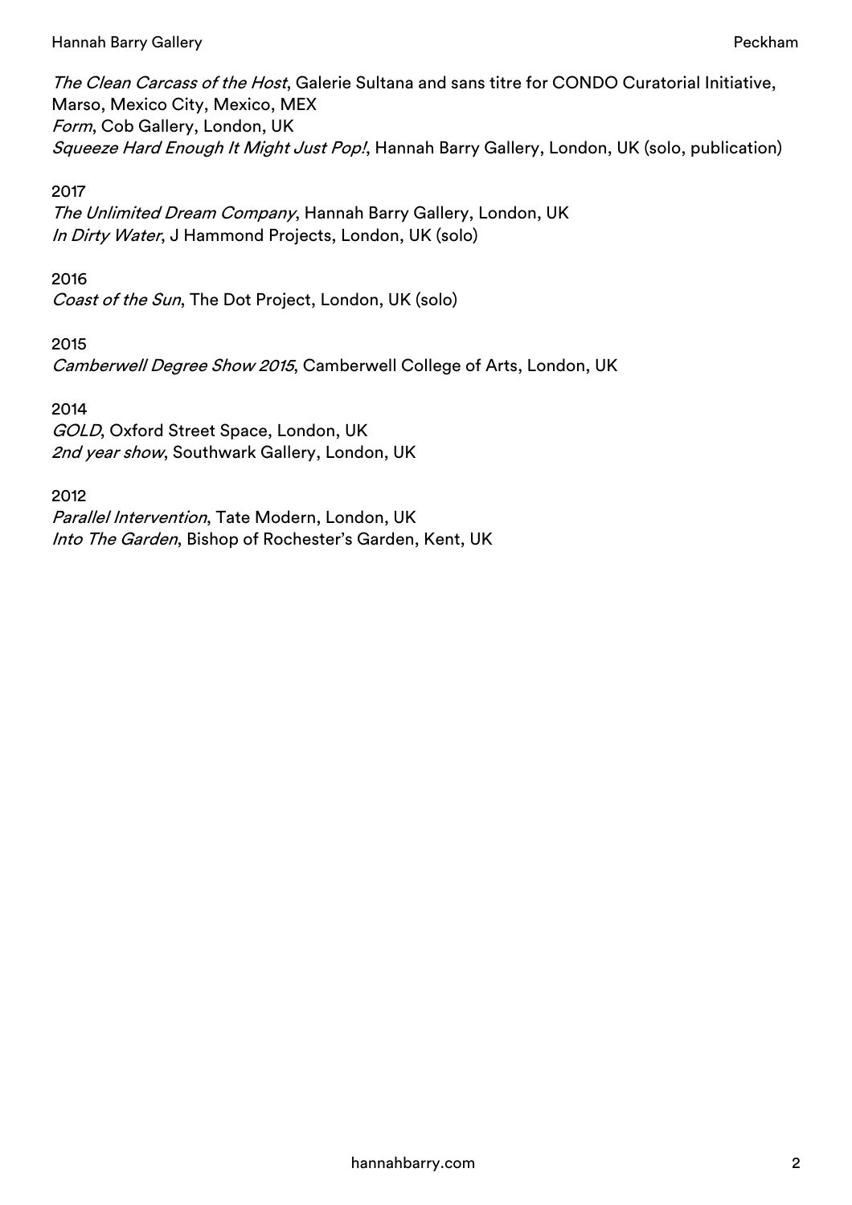*The Clean Carcass of the Host*, Galerie Sultana and sans titre for CONDO Curatorial Initiative, Marso, Mexico City, Mexico, MEX
*Form*, Cob Gallery, London, UK
*Squeeze Hard Enough It Might Just Pop!*, Hannah Barry Gallery, London, UK (solo, publication)

2017
*The Unlimited Dream Company*, Hannah Barry Gallery, London, UK
*In Dirty Water*, J Hammond Projects, London, UK (solo)

2016
*Coast of the Sun*, The Dot Project, London, UK (solo)

2015
*Camberwell Degree Show 2015*, Camberwell College of Arts, London, UK

2014
*GOLD*, Oxford Street Space, London, UK
*2nd year show*, Southwark Gallery, London, UK

2012
*Parallel Intervention*, Tate Modern, London, UK
*Into The Garden*, Bishop of Rochester's Garden, Kent, UK